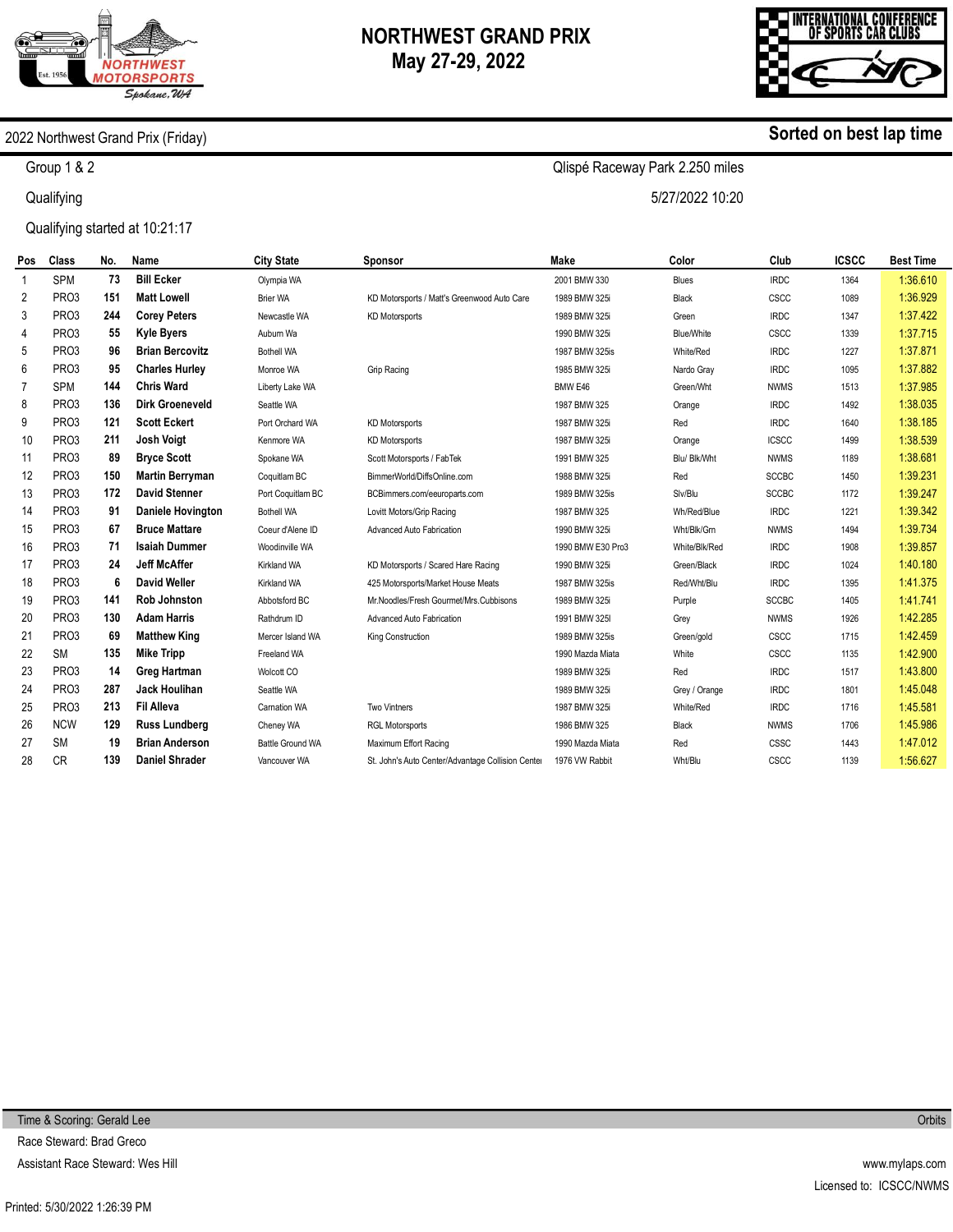# NORTHWEST GRAND PRIX
## May 27-29, 2022

NORTHWEST MOTORSPORTS
Est. 1956
Spokane, WA

INTERNATIONAL CONFERENCE OF SPORTS CAR CLUBS

**2022 Northwest Grand Prix (Friday)** — **Sorted on best lap time**

Group 1 & 2 — Qlispé Raceway Park 2.250 miles

Qualifying — 5/27/2022 10:20

Qualifying started at 10:21:17

| Pos | Class | No. | Name | City State | Sponsor | Make | Color | Club | ICSCC | Best Time |
|---|---|---|---|---|---|---|---|---|---|---|
| 1 | SPM | 73 | **Bill Ecker** | Olympia WA | | 2001 BMW 330 | Blues | IRDC | 1364 | 1:36.610 |
| 2 | PRO3 | 151 | **Matt Lowell** | Brier WA | KD Motorsports / Matt's Greenwood Auto Care | 1989 BMW 325i | Black | CSCC | 1089 | 1:36.929 |
| 3 | PRO3 | 244 | **Corey Peters** | Newcastle WA | KD Motorsports | 1989 BMW 325i | Green | IRDC | 1347 | 1:37.422 |
| 4 | PRO3 | 55 | **Kyle Byers** | Auburn Wa | | 1990 BMW 325i | Blue/White | CSCC | 1339 | 1:37.715 |
| 5 | PRO3 | 96 | **Brian Bercovitz** | Bothell WA | | 1987 BMW 325is | White/Red | IRDC | 1227 | 1:37.871 |
| 6 | PRO3 | 95 | **Charles Hurley** | Monroe WA | Grip Racing | 1985 BMW 325i | Nardo Gray | IRDC | 1095 | 1:37.882 |
| 7 | SPM | 144 | **Chris Ward** | Liberty Lake WA | | BMW E46 | Green/Wht | NWMS | 1513 | 1:37.985 |
| 8 | PRO3 | 136 | **Dirk Groeneveld** | Seattle WA | | 1987 BMW 325 | Orange | IRDC | 1492 | 1:38.035 |
| 9 | PRO3 | 121 | **Scott Eckert** | Port Orchard WA | KD Motorsports | 1987 BMW 325i | Red | IRDC | 1640 | 1:38.185 |
| 10 | PRO3 | 211 | **Josh Voigt** | Kenmore WA | KD Motorsports | 1987 BMW 325i | Orange | ICSCC | 1499 | 1:38.539 |
| 11 | PRO3 | 89 | **Bryce Scott** | Spokane WA | Scott Motorsports / FabTek | 1991 BMW 325 | Blu/ Blk/Wht | NWMS | 1189 | 1:38.681 |
| 12 | PRO3 | 150 | **Martin Berryman** | Coquitlam BC | BimmerWorld/DiffsOnline.com | 1988 BMW 325i | Red | SCCBC | 1450 | 1:39.231 |
| 13 | PRO3 | 172 | **David Stenner** | Port Coquitlam BC | BCBimmers.com/eeuroparts.com | 1989 BMW 325is | Slv/Blu | SCCBC | 1172 | 1:39.247 |
| 14 | PRO3 | 91 | **Daniele Hovington** | Bothell WA | Lovitt Motors/Grip Racing | 1987 BMW 325 | Wh/Red/Blue | IRDC | 1221 | 1:39.342 |
| 15 | PRO3 | 67 | **Bruce Mattare** | Coeur d'Alene ID | Advanced Auto Fabrication | 1990 BMW 325i | Wht/Blk/Grn | NWMS | 1494 | 1:39.734 |
| 16 | PRO3 | 71 | **Isaiah Dummer** | Woodinville WA | | 1990 BMW E30 Pro3 | White/Blk/Red | IRDC | 1908 | 1:39.857 |
| 17 | PRO3 | 24 | **Jeff McAffer** | Kirkland WA | KD Motorsports / Scared Hare Racing | 1990 BMW 325i | Green/Black | IRDC | 1024 | 1:40.180 |
| 18 | PRO3 | 6 | **David Weller** | Kirkland WA | 425 Motorsports/Market House Meats | 1987 BMW 325is | Red/Wht/Blu | IRDC | 1395 | 1:41.375 |
| 19 | PRO3 | 141 | **Rob Johnston** | Abbotsford BC | Mr.Noodles/Fresh Gourmet/Mrs.Cubbisons | 1989 BMW 325i | Purple | SCCBC | 1405 | 1:41.741 |
| 20 | PRO3 | 130 | **Adam Harris** | Rathdrum ID | Advanced Auto Fabrication | 1991 BMW 325I | Grey | NWMS | 1926 | 1:42.285 |
| 21 | PRO3 | 69 | **Matthew King** | Mercer Island WA | King Construction | 1989 BMW 325is | Green/gold | CSCC | 1715 | 1:42.459 |
| 22 | SM | 135 | **Mike Tripp** | Freeland WA | | 1990 Mazda Miata | White | CSCC | 1135 | 1:42.900 |
| 23 | PRO3 | 14 | **Greg Hartman** | Wolcott CO | | 1989 BMW 325i | Red | IRDC | 1517 | 1:43.800 |
| 24 | PRO3 | 287 | **Jack Houlihan** | Seattle WA | | 1989 BMW 325i | Grey / Orange | IRDC | 1801 | 1:45.048 |
| 25 | PRO3 | 213 | **Fil Alleva** | Carnation WA | Two Vintners | 1987 BMW 325i | White/Red | IRDC | 1716 | 1:45.581 |
| 26 | NCW | 129 | **Russ Lundberg** | Cheney WA | RGL Motorsports | 1986 BMW 325 | Black | NWMS | 1706 | 1:45.986 |
| 27 | SM | 19 | **Brian Anderson** | Battle Ground WA | Maximum Effort Racing | 1990 Mazda Miata | Red | CSSC | 1443 | 1:47.012 |
| 28 | CR | 139 | **Daniel Shrader** | Vancouver WA | St. John's Auto Center/Advantage Collision Center | 1976 VW Rabbit | Wht/Blu | CSCC | 1139 | 1:56.627 |

Time & Scoring: Gerald Lee — Orbits

Race Steward: Brad Greco

Assistant Race Steward: Wes Hill — www.mylaps.com

Licensed to: ICSCC/NWMS

Printed: 5/30/2022 1:26:39 PM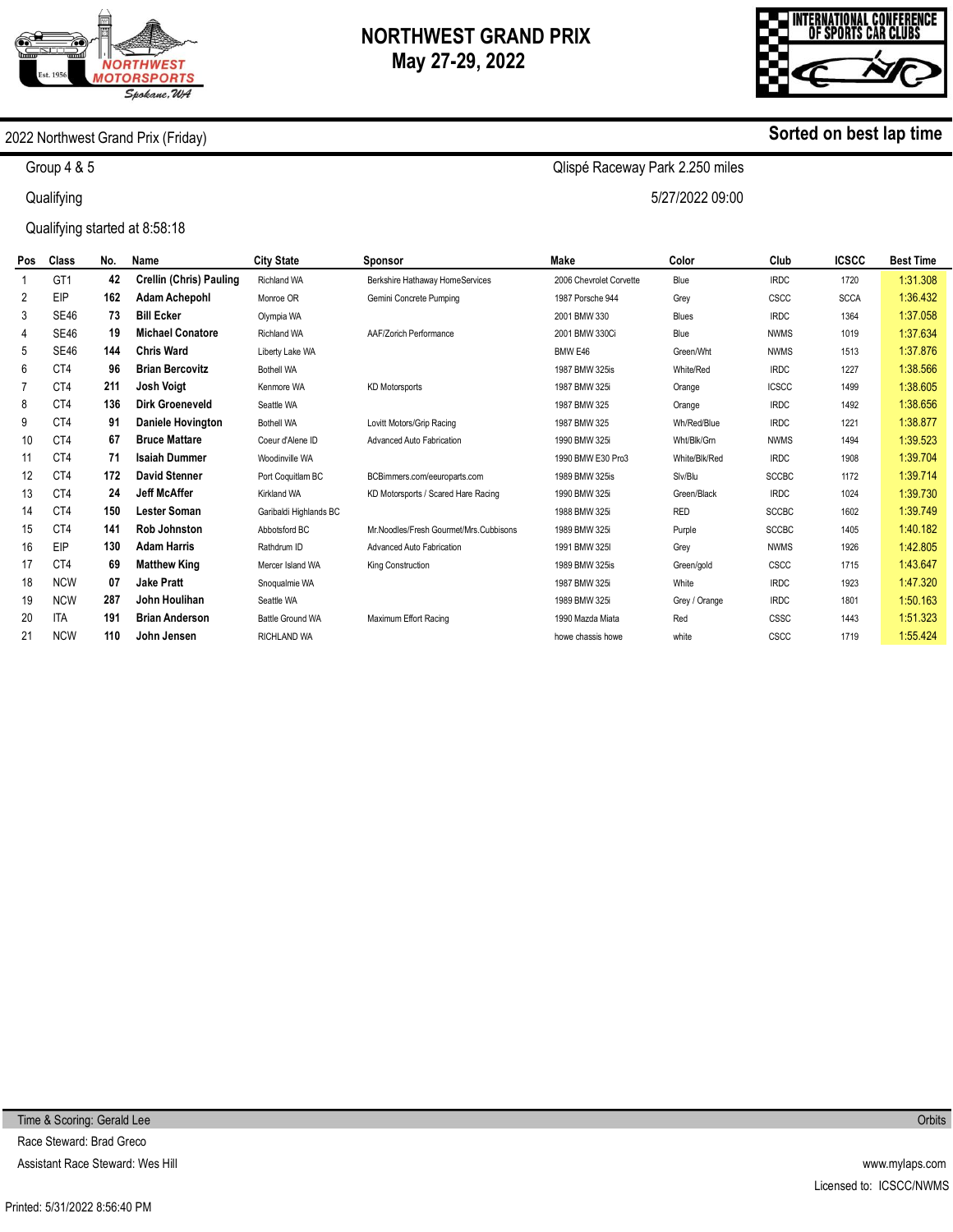# NORTHWEST GRAND PRIX
## May 27-29, 2022

2022 Northwest Grand Prix (Friday) — **Sorted on best lap time**

Group 4 & 5 — Qlispé Raceway Park 2.250 miles

Qualifying — 5/27/2022 09:00

Qualifying started at 8:58:18

| Pos | Class | No. | Name | City State | Sponsor | Make | Color | Club | ICSCC | Best Time |
|---|---|---|---|---|---|---|---|---|---|---|
| 1 | GT1 | 42 | **Crellin (Chris) Pauling** | Richland WA | Berkshire Hathaway HomeServices | 2006 Chevrolet Corvette | Blue | IRDC | 1720 | 1:31.308 |
| 2 | EIP | 162 | **Adam Achepohl** | Monroe OR | Gemini Concrete Pumping | 1987 Porsche 944 | Grey | CSCC | SCCA | 1:36.432 |
| 3 | SE46 | 73 | **Bill Ecker** | Olympia WA | | 2001 BMW 330 | Blues | IRDC | 1364 | 1:37.058 |
| 4 | SE46 | 19 | **Michael Conatore** | Richland WA | AAF/Zorich Performance | 2001 BMW 330Ci | Blue | NWMS | 1019 | 1:37.634 |
| 5 | SE46 | 144 | **Chris Ward** | Liberty Lake WA | | BMW E46 | Green/Wht | NWMS | 1513 | 1:37.876 |
| 6 | CT4 | 96 | **Brian Bercovitz** | Bothell WA | | 1987 BMW 325is | White/Red | IRDC | 1227 | 1:38.566 |
| 7 | CT4 | 211 | **Josh Voigt** | Kenmore WA | KD Motorsports | 1987 BMW 325i | Orange | ICSCC | 1499 | 1:38.605 |
| 8 | CT4 | 136 | **Dirk Groeneveld** | Seattle WA | | 1987 BMW 325 | Orange | IRDC | 1492 | 1:38.656 |
| 9 | CT4 | 91 | **Daniele Hovington** | Bothell WA | Lovitt Motors/Grip Racing | 1987 BMW 325 | Wh/Red/Blue | IRDC | 1221 | 1:38.877 |
| 10 | CT4 | 67 | **Bruce Mattare** | Coeur d'Alene ID | Advanced Auto Fabrication | 1990 BMW 325i | Wht/Blk/Grn | NWMS | 1494 | 1:39.523 |
| 11 | CT4 | 71 | **Isaiah Dummer** | Woodinville WA | | 1990 BMW E30 Pro3 | White/Blk/Red | IRDC | 1908 | 1:39.704 |
| 12 | CT4 | 172 | **David Stenner** | Port Coquitlam BC | BCBimmers.com/eeuroparts.com | 1989 BMW 325is | Slv/Blu | SCCBC | 1172 | 1:39.714 |
| 13 | CT4 | 24 | **Jeff McAffer** | Kirkland WA | KD Motorsports / Scared Hare Racing | 1990 BMW 325i | Green/Black | IRDC | 1024 | 1:39.730 |
| 14 | CT4 | 150 | **Lester Soman** | Garibaldi Highlands BC | | 1988 BMW 325i | RED | SCCBC | 1602 | 1:39.749 |
| 15 | CT4 | 141 | **Rob Johnston** | Abbotsford BC | Mr.Noodles/Fresh Gourmet/Mrs.Cubbisons | 1989 BMW 325i | Purple | SCCBC | 1405 | 1:40.182 |
| 16 | EIP | 130 | **Adam Harris** | Rathdrum ID | Advanced Auto Fabrication | 1991 BMW 325I | Grey | NWMS | 1926 | 1:42.805 |
| 17 | CT4 | 69 | **Matthew King** | Mercer Island WA | King Construction | 1989 BMW 325is | Green/gold | CSCC | 1715 | 1:43.647 |
| 18 | NCW | 07 | **Jake Pratt** | Snoqualmie WA | | 1987 BMW 325i | White | IRDC | 1923 | 1:47.320 |
| 19 | NCW | 287 | **John Houlihan** | Seattle WA | | 1989 BMW 325i | Grey / Orange | IRDC | 1801 | 1:50.163 |
| 20 | ITA | 191 | **Brian Anderson** | Battle Ground WA | Maximum Effort Racing | 1990 Mazda Miata | Red | CSSC | 1443 | 1:51.323 |
| 21 | NCW | 110 | **John Jensen** | RICHLAND WA | | howe chassis howe | white | CSCC | 1719 | 1:55.424 |

Time & Scoring: Gerald Lee — Orbits

Race Steward: Brad Greco

Assistant Race Steward: Wes Hill — www.mylaps.com

Licensed to: ICSCC/NWMS

Printed: 5/31/2022 8:56:40 PM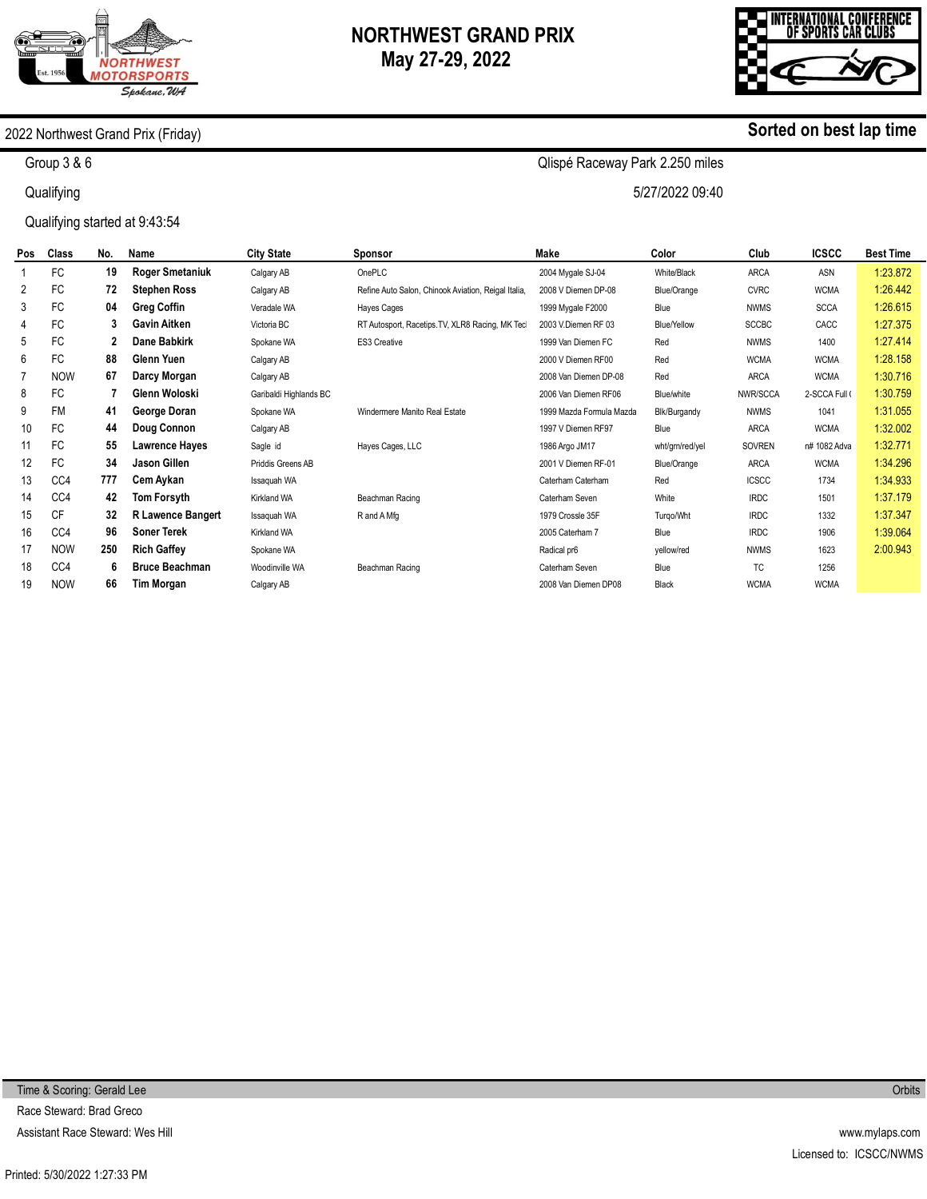# NORTHWEST GRAND PRIX
## May 27-29, 2022

2022 Northwest Grand Prix (Friday)

**Sorted on best lap time**

Group 3 & 6

Qualifying

Qualifying started at 9:43:54

Qlispé Raceway Park 2.250 miles

5/27/2022 09:40

| Pos | Class | No. | Name | City State | Sponsor | Make | Color | Club | ICSCC | Best Time |
|---|---|---|---|---|---|---|---|---|---|---|
| 1 | FC | 19 | **Roger Smetaniuk** | Calgary AB | OnePLC | 2004 Mygale SJ-04 | White/Black | ARCA | ASN | 1:23.872 |
| 2 | FC | 72 | **Stephen Ross** | Calgary AB | Refine Auto Salon, Chinook Aviation, Reigal Italia, | 2008 V Diemen DP-08 | Blue/Orange | CVRC | WCMA | 1:26.442 |
| 3 | FC | 04 | **Greg Coffin** | Veradale WA | Hayes Cages | 1999 Mygale F2000 | Blue | NWMS | SCCA | 1:26.615 |
| 4 | FC | 3 | **Gavin Aitken** | Victoria BC | RT Autosport, Racetips.TV, XLR8 Racing, MK Tecl | 2003 V.Diemen RF 03 | Blue/Yellow | SCCBC | CACC | 1:27.375 |
| 5 | FC | 2 | **Dane Babkirk** | Spokane WA | ES3 Creative | 1999 Van Diemen FC | Red | NWMS | 1400 | 1:27.414 |
| 6 | FC | 88 | **Glenn Yuen** | Calgary AB | | 2000 V Diemen RF00 | Red | WCMA | WCMA | 1:28.158 |
| 7 | NOW | 67 | **Darcy Morgan** | Calgary AB | | 2008 Van Diemen DP-08 | Red | ARCA | WCMA | 1:30.716 |
| 8 | FC | 7 | **Glenn Woloski** | Garibaldi Highlands BC | | 2006 Van Diemen RF06 | Blue/white | NWR/SCCA | 2-SCCA Full ( | 1:30.759 |
| 9 | FM | 41 | **George Doran** | Spokane WA | Windermere Manito Real Estate | 1999 Mazda Formula Mazda | Blk/Burgandy | NWMS | 1041 | 1:31.055 |
| 10 | FC | 44 | **Doug Connon** | Calgary AB | | 1997 V Diemen RF97 | Blue | ARCA | WCMA | 1:32.002 |
| 11 | FC | 55 | **Lawrence Hayes** | Sagle id | Hayes Cages, LLC | 1986 Argo JM17 | wht/grn/red/yel | SOVREN | n# 1082 Adva | 1:32.771 |
| 12 | FC | 34 | **Jason Gillen** | Priddis Greens AB | | 2001 V Diemen RF-01 | Blue/Orange | ARCA | WCMA | 1:34.296 |
| 13 | CC4 | 777 | **Cem Aykan** | Issaquah WA | | Caterham Caterham | Red | ICSCC | 1734 | 1:34.933 |
| 14 | CC4 | 42 | **Tom Forsyth** | Kirkland WA | Beachman Racing | Caterham Seven | White | IRDC | 1501 | 1:37.179 |
| 15 | CF | 32 | **R Lawence Bangert** | Issaquah WA | R and A Mfg | 1979 Crossle 35F | Turqo/Wht | IRDC | 1332 | 1:37.347 |
| 16 | CC4 | 96 | **Soner Terek** | Kirkland WA | | 2005 Caterham 7 | Blue | IRDC | 1906 | 1:39.064 |
| 17 | NOW | 250 | **Rich Gaffey** | Spokane WA | | Radical pr6 | yellow/red | NWMS | 1623 | 2:00.943 |
| 18 | CC4 | 6 | **Bruce Beachman** | Woodinville WA | Beachman Racing | Caterham Seven | Blue | TC | 1256 | |
| 19 | NOW | 66 | **Tim Morgan** | Calgary AB | | 2008 Van Diemen DP08 | Black | WCMA | WCMA | |

Time & Scoring: Gerald Lee

Race Steward: Brad Greco

Assistant Race Steward: Wes Hill

Orbits

www.mylaps.com

Licensed to: ICSCC/NWMS

Printed: 5/30/2022 1:27:33 PM